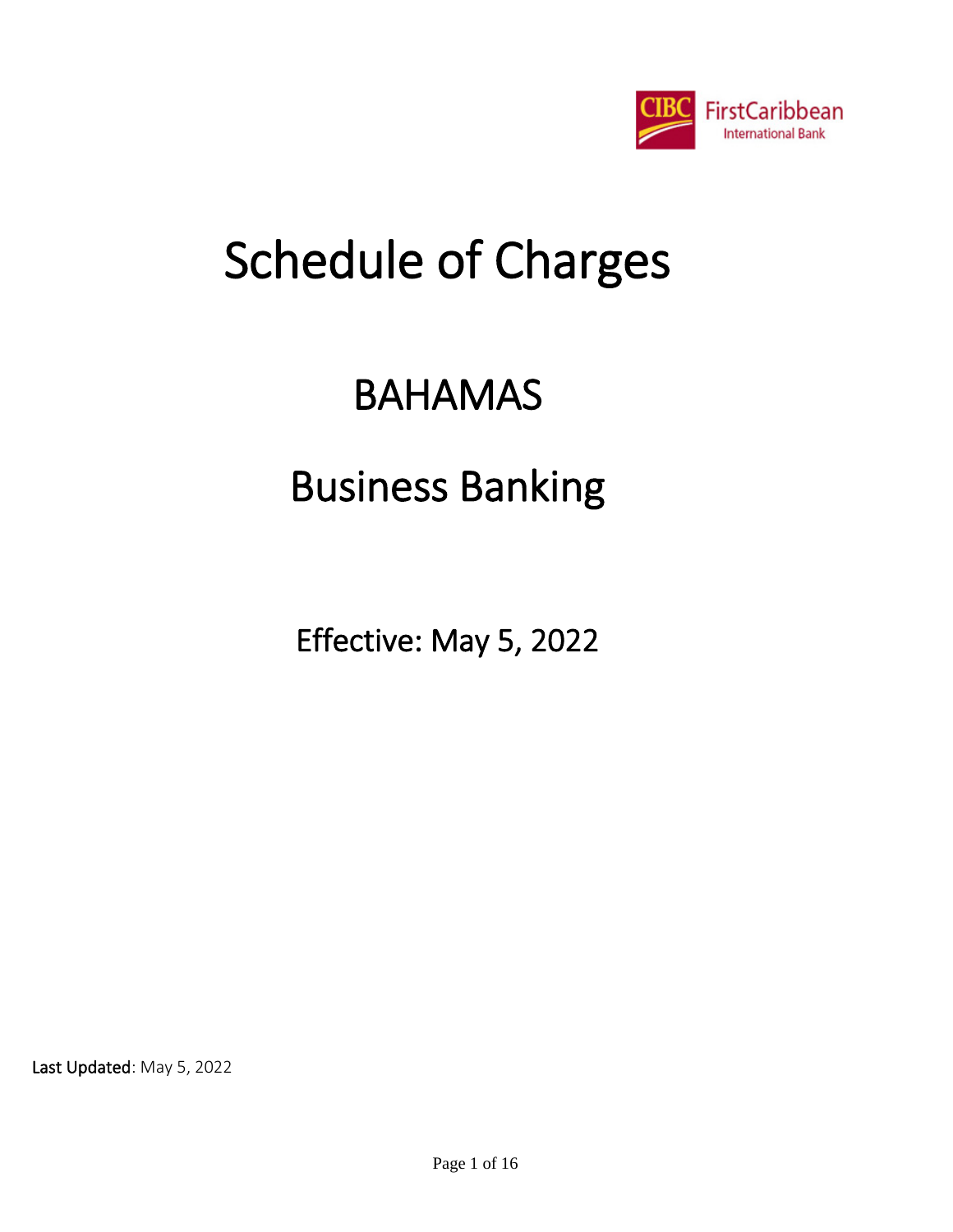CIBC FirstCaribbean International Bank

# Schedule of Charges

# BAHAMAS

# Business Banking

## Effective: May 5, 2022

**Last Updated**: May 5, 2022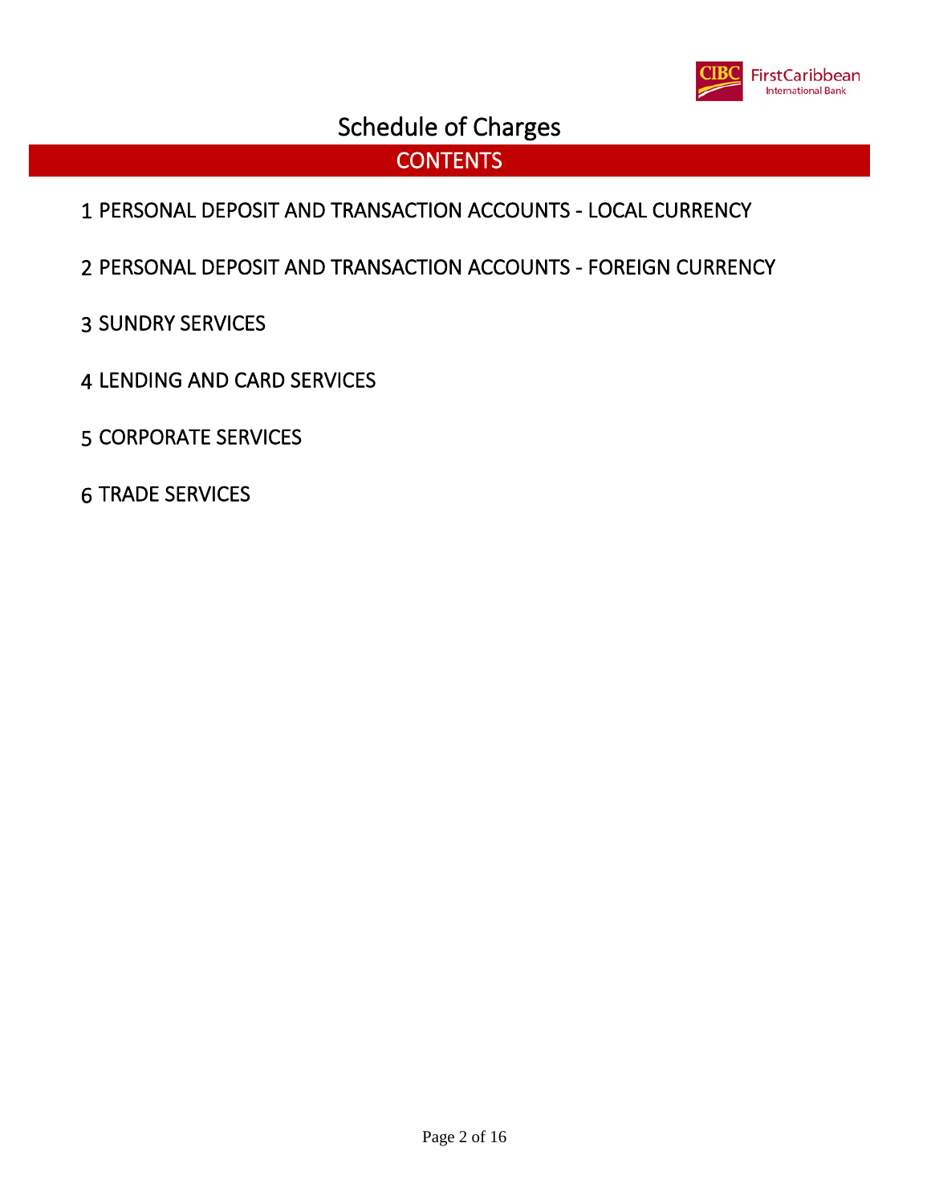# Schedule of Charges

## CONTENTS

1 PERSONAL DEPOSIT AND TRANSACTION ACCOUNTS - LOCAL CURRENCY

2 PERSONAL DEPOSIT AND TRANSACTION ACCOUNTS - FOREIGN CURRENCY

3 SUNDRY SERVICES

4 LENDING AND CARD SERVICES

5 CORPORATE SERVICES

6 TRADE SERVICES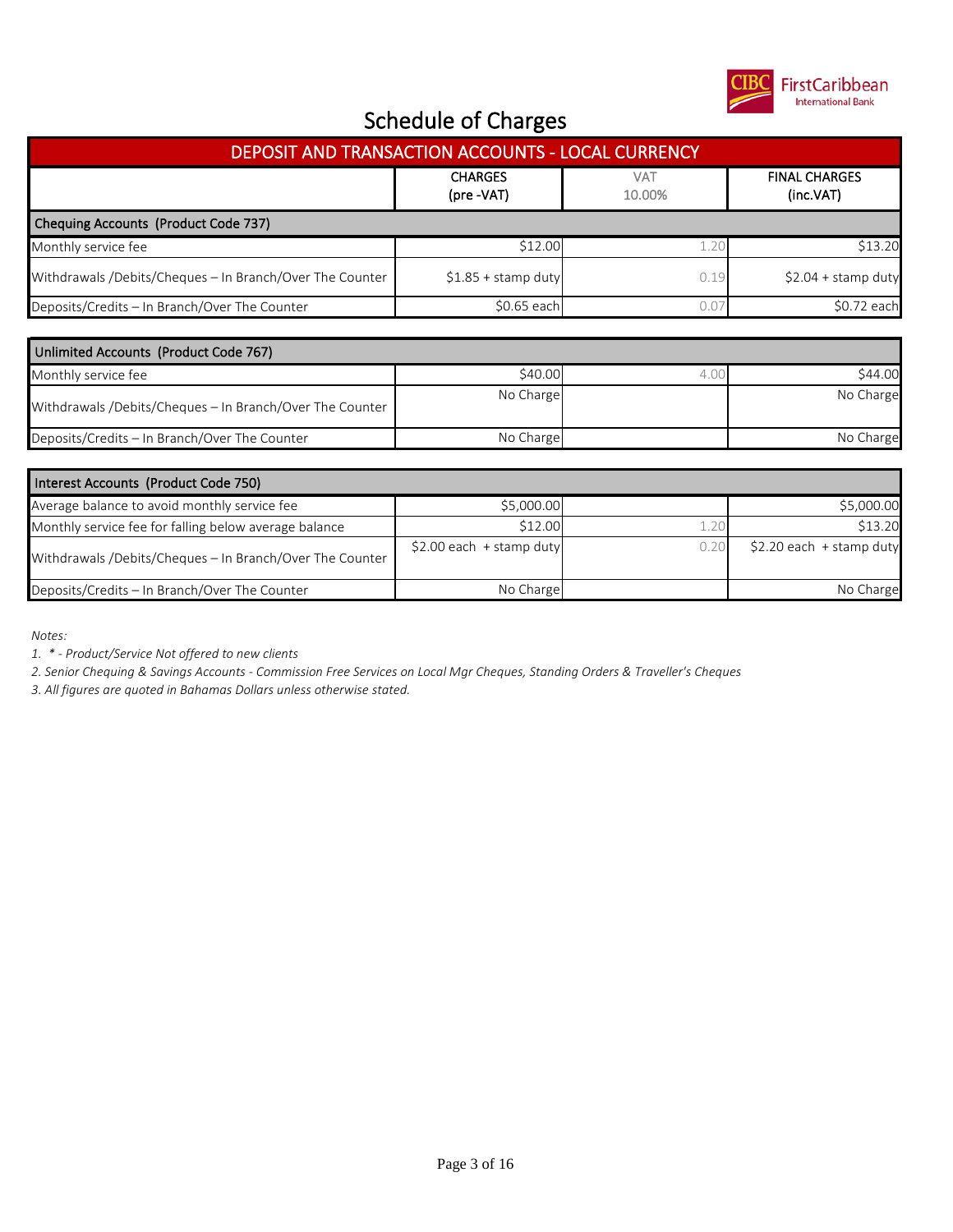# Schedule of Charges

## DEPOSIT AND TRANSACTION ACCOUNTS - LOCAL CURRENCY

| | CHARGES (pre -VAT) | VAT 10.00% | FINAL CHARGES (inc.VAT) |
|---|---|---|---|
| **Chequing Accounts (Product Code 737)** | | | |
| Monthly service fee | $12.00 | 1.20 | $13.20 |
| Withdrawals /Debits/Cheques – In Branch/Over The Counter | $1.85 + stamp duty | 0.19 | $2.04 + stamp duty |
| Deposits/Credits – In Branch/Over The Counter | $0.65 each | 0.07 | $0.72 each |

| | | | |
|---|---|---|---|
| **Unlimited Accounts (Product Code 767)** | | | |
| Monthly service fee | $40.00 | 4.00 | $44.00 |
| Withdrawals /Debits/Cheques – In Branch/Over The Counter | No Charge | | No Charge |
| Deposits/Credits – In Branch/Over The Counter | No Charge | | No Charge |

| | | | |
|---|---|---|---|
| **Interest Accounts (Product Code 750)** | | | |
| Average balance to avoid monthly service fee | $5,000.00 | | $5,000.00 |
| Monthly service fee for falling below average balance | $12.00 | 1.20 | $13.20 |
| Withdrawals /Debits/Cheques – In Branch/Over The Counter | $2.00 each + stamp duty | 0.20 | $2.20 each + stamp duty |
| Deposits/Credits – In Branch/Over The Counter | No Charge | | No Charge |

*Notes:*

*1. * - Product/Service Not offered to new clients*

*2. Senior Chequing & Savings Accounts - Commission Free Services on Local Mgr Cheques, Standing Orders & Traveller's Cheques*

*3. All figures are quoted in Bahamas Dollars unless otherwise stated.*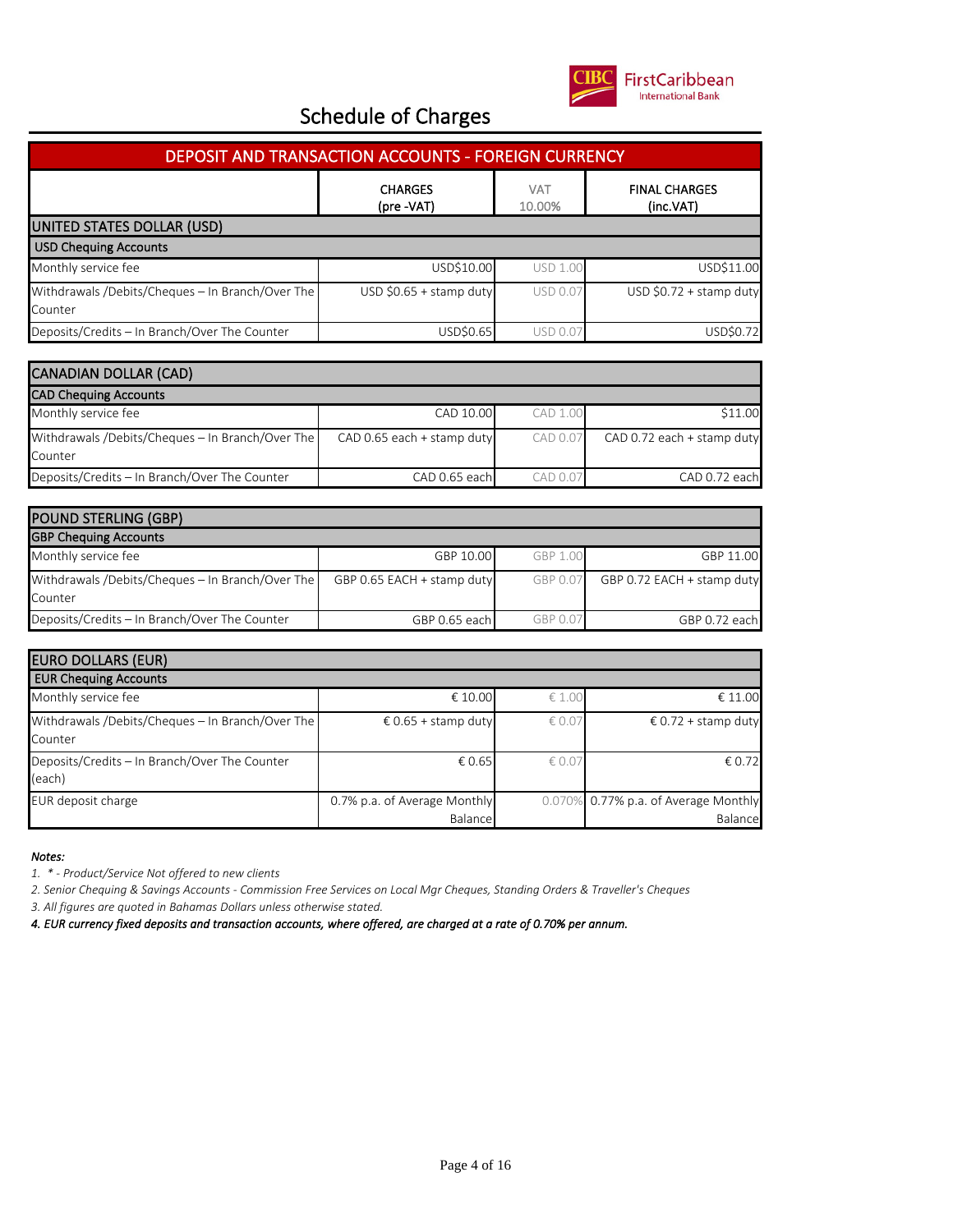# Schedule of Charges

## DEPOSIT AND TRANSACTION ACCOUNTS - FOREIGN CURRENCY

| | CHARGES (pre -VAT) | VAT 10.00% | FINAL CHARGES (inc.VAT) |
|---|---|---|---|
| **UNITED STATES DOLLAR (USD)** | | | |
| **USD Chequing Accounts** | | | |
| Monthly service fee | USD$10.00 | USD 1.00 | USD$11.00 |
| Withdrawals /Debits/Cheques – In Branch/Over The Counter | USD $0.65 + stamp duty | USD 0.07 | USD $0.72 + stamp duty |
| Deposits/Credits – In Branch/Over The Counter | USD$0.65 | USD 0.07 | USD$0.72 |

| | | | |
|---|---|---|---|
| **CANADIAN DOLLAR (CAD)** | | | |
| **CAD Chequing Accounts** | | | |
| Monthly service fee | CAD 10.00 | CAD 1.00 | $11.00 |
| Withdrawals /Debits/Cheques – In Branch/Over The Counter | CAD 0.65 each + stamp duty | CAD 0.07 | CAD 0.72 each + stamp duty |
| Deposits/Credits – In Branch/Over The Counter | CAD 0.65 each | CAD 0.07 | CAD 0.72 each |

| | | | |
|---|---|---|---|
| **POUND STERLING (GBP)** | | | |
| **GBP Chequing Accounts** | | | |
| Monthly service fee | GBP 10.00 | GBP 1.00 | GBP 11.00 |
| Withdrawals /Debits/Cheques – In Branch/Over The Counter | GBP 0.65 EACH + stamp duty | GBP 0.07 | GBP 0.72 EACH + stamp duty |
| Deposits/Credits – In Branch/Over The Counter | GBP 0.65 each | GBP 0.07 | GBP 0.72 each |

| | | | |
|---|---|---|---|
| **EURO DOLLARS (EUR)** | | | |
| **EUR Chequing Accounts** | | | |
| Monthly service fee | € 10.00 | € 1.00 | € 11.00 |
| Withdrawals /Debits/Cheques – In Branch/Over The Counter | € 0.65 + stamp duty | € 0.07 | € 0.72 + stamp duty |
| Deposits/Credits – In Branch/Over The Counter (each) | € 0.65 | € 0.07 | € 0.72 |
| EUR deposit charge | 0.7% p.a. of Average Monthly Balance | 0.070% | 0.77% p.a. of Average Monthly Balance |

***Notes:***

*1. * - Product/Service Not offered to new clients*

*2. Senior Chequing & Savings Accounts - Commission Free Services on Local Mgr Cheques, Standing Orders & Traveller's Cheques*

*3. All figures are quoted in Bahamas Dollars unless otherwise stated.*

***4. EUR currency fixed deposits and transaction accounts, where offered, are charged at a rate of 0.70% per annum.***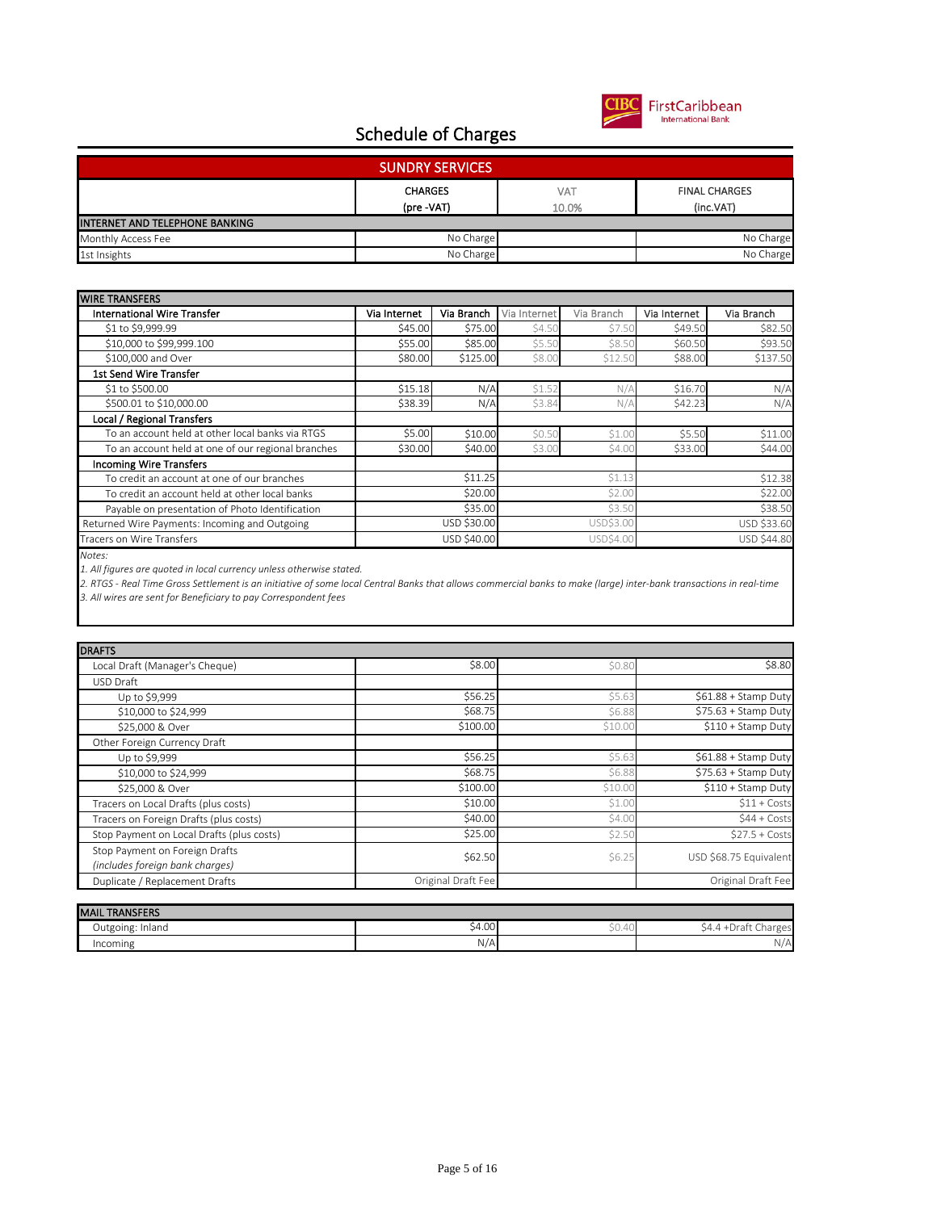# Schedule of Charges

## SUNDRY SERVICES

| | CHARGES (pre -VAT) | VAT 10.0% | FINAL CHARGES (inc.VAT) |
|---|---|---|---|
| **INTERNET AND TELEPHONE BANKING** | | | |
| Monthly Access Fee | No Charge | | No Charge |
| 1st Insights | No Charge | | No Charge |

| WIRE TRANSFERS | | | | | | |
|---|---|---|---|---|---|---|
| **International Wire Transfer** | **Via Internet** | **Via Branch** | Via Internet | Via Branch | Via Internet | Via Branch |
| $1 to $9,999.99 | $45.00 | $75.00 | $4.50 | $7.50 | $49.50 | $82.50 |
| $10,000 to $99,999.100 | $55.00 | $85.00 | $5.50 | $8.50 | $60.50 | $93.50 |
| $100,000 and Over | $80.00 | $125.00 | $8.00 | $12.50 | $88.00 | $137.50 |
| **1st Send Wire Transfer** | | | | | | |
| $1 to $500.00 | $15.18 | N/A | $1.52 | N/A | $16.70 | N/A |
| $500.01 to $10,000.00 | $38.39 | N/A | $3.84 | N/A | $42.23 | N/A |
| **Local / Regional Transfers** | | | | | | |
| To an account held at other local banks via RTGS | $5.00 | $10.00 | $0.50 | $1.00 | $5.50 | $11.00 |
| To an account held at one of our regional branches | $30.00 | $40.00 | $3.00 | $4.00 | $33.00 | $44.00 |
| **Incoming Wire Transfers** | | | | | | |
| To credit an account at one of our branches | | $11.25 | | $1.13 | | $12.38 |
| To credit an account held at other local banks | | $20.00 | | $2.00 | | $22.00 |
| Payable on presentation of Photo Identification | | $35.00 | | $3.50 | | $38.50 |
| Returned Wire Payments: Incoming and Outgoing | | USD $30.00 | | USD$3.00 | | USD $33.60 |
| Tracers on Wire Transfers | | USD $40.00 | | USD$4.00 | | USD $44.80 |

*Notes:*

*1. All figures are quoted in local currency unless otherwise stated.*

*2. RTGS - Real Time Gross Settlement is an initiative of some local Central Banks that allows commercial banks to make (large) inter-bank transactions in real-time*

*3. All wires are sent for Beneficiary to pay Correspondent fees*

| DRAFTS | | | |
|---|---|---|---|
| Local Draft (Manager's Cheque) | $8.00 | $0.80 | $8.80 |
| USD Draft | | | |
| Up to $9,999 | $56.25 | $5.63 | $61.88 + Stamp Duty |
| $10,000 to $24,999 | $68.75 | $6.88 | $75.63 + Stamp Duty |
| $25,000 & Over | $100.00 | $10.00 | $110 + Stamp Duty |
| Other Foreign Currency Draft | | | |
| Up to $9,999 | $56.25 | $5.63 | $61.88 + Stamp Duty |
| $10,000 to $24,999 | $68.75 | $6.88 | $75.63 + Stamp Duty |
| $25,000 & Over | $100.00 | $10.00 | $110 + Stamp Duty |
| Tracers on Local Drafts (plus costs) | $10.00 | $1.00 | $11 + Costs |
| Tracers on Foreign Drafts (plus costs) | $40.00 | $4.00 | $44 + Costs |
| Stop Payment on Local Drafts (plus costs) | $25.00 | $2.50 | $27.5 + Costs |
| Stop Payment on Foreign Drafts *(includes foreign bank charges)* | $62.50 | $6.25 | USD $68.75 Equivalent |
| Duplicate / Replacement Drafts | Original Draft Fee | | Original Draft Fee |

| MAIL TRANSFERS | | | |
|---|---|---|---|
| Outgoing: Inland | $4.00 | $0.40 | $4.4 +Draft Charges |
| Incoming | N/A | | N/A |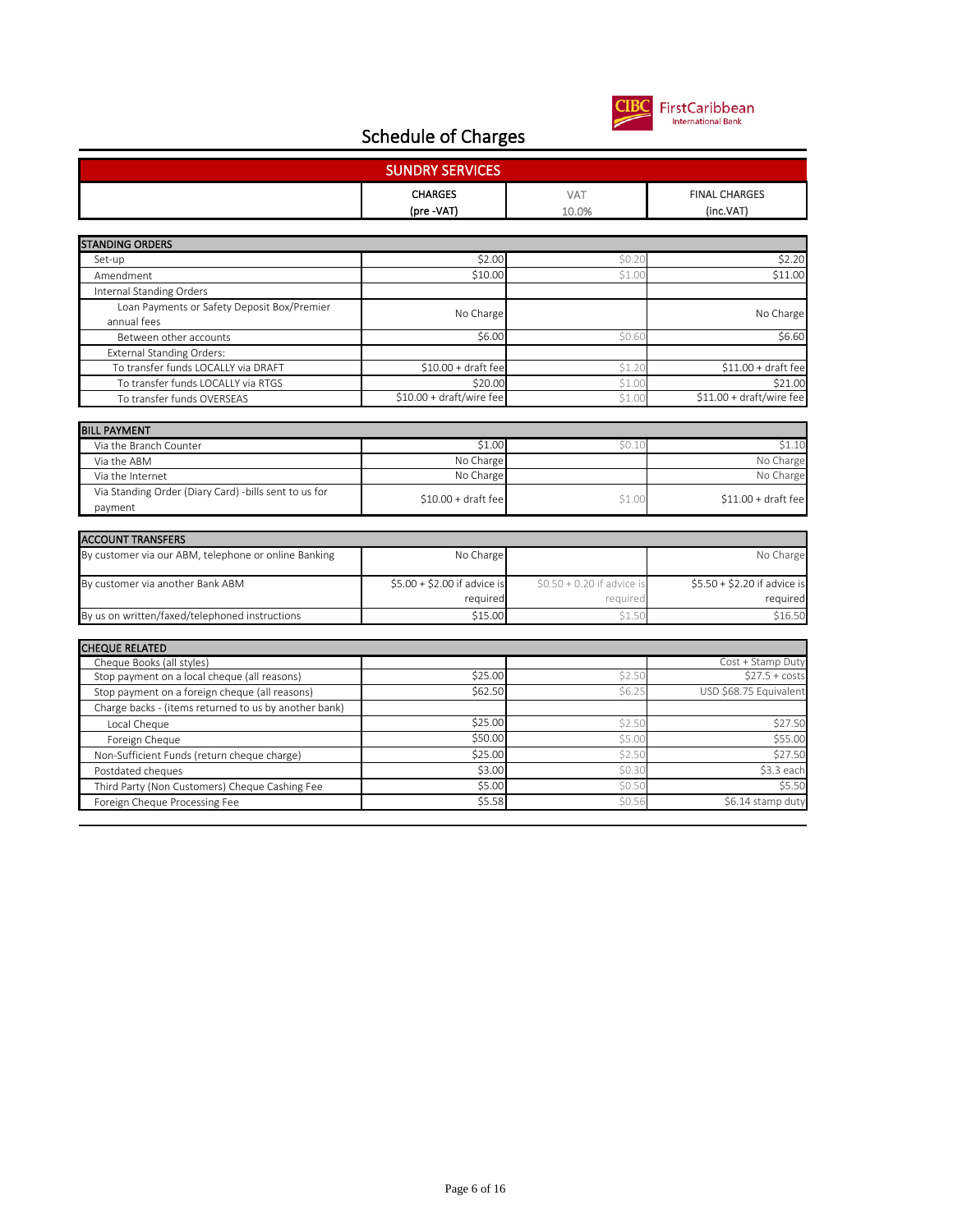# Schedule of Charges

## SUNDRY SERVICES

| | CHARGES (pre -VAT) | VAT 10.0% | FINAL CHARGES (inc.VAT) |
|---|---|---|---|
| **STANDING ORDERS** | | | |
| Set-up | $2.00 | $0.20 | $2.20 |
| Amendment | $10.00 | $1.00 | $11.00 |
| Internal Standing Orders | | | |
| Loan Payments or Safety Deposit Box/Premier annual fees | No Charge | | No Charge |
| Between other accounts | $6.00 | $0.60 | $6.60 |
| External Standing Orders: | | | |
| To transfer funds LOCALLY via DRAFT | $10.00 + draft fee | $1.20 | $11.00 + draft fee |
| To transfer funds LOCALLY via RTGS | $20.00 | $1.00 | $21.00 |
| To transfer funds OVERSEAS | $10.00 + draft/wire fee | $1.00 | $11.00 + draft/wire fee |
| **BILL PAYMENT** | | | |
| Via the Branch Counter | $1.00 | $0.10 | $1.10 |
| Via the ABM | No Charge | | No Charge |
| Via the Internet | No Charge | | No Charge |
| Via Standing Order (Diary Card) -bills sent to us for payment | $10.00 + draft fee | $1.00 | $11.00 + draft fee |
| **ACCOUNT TRANSFERS** | | | |
| By customer via our ABM, telephone or online Banking | No Charge | | No Charge |
| By customer via another Bank ABM | $5.00 + $2.00 if advice is required | $0.50 + 0.20 if advice is required | $5.50 + $2.20 if advice is required |
| By us on written/faxed/telephoned instructions | $15.00 | $1.50 | $16.50 |
| **CHEQUE RELATED** | | | |
| Cheque Books (all styles) | | | Cost + Stamp Duty |
| Stop payment on a local cheque (all reasons) | $25.00 | $2.50 | $27.5 + costs |
| Stop payment on a foreign cheque (all reasons) | $62.50 | $6.25 | USD $68.75 Equivalent |
| Charge backs - (items returned to us by another bank) | | | |
| Local Cheque | $25.00 | $2.50 | $27.50 |
| Foreign Cheque | $50.00 | $5.00 | $55.00 |
| Non-Sufficient Funds (return cheque charge) | $25.00 | $2.50 | $27.50 |
| Postdated cheques | $3.00 | $0.30 | $3.3 each |
| Third Party (Non Customers) Cheque Cashing Fee | $5.00 | $0.50 | $5.50 |
| Foreign Cheque Processing Fee | $5.58 | $0.56 | $6.14 stamp duty |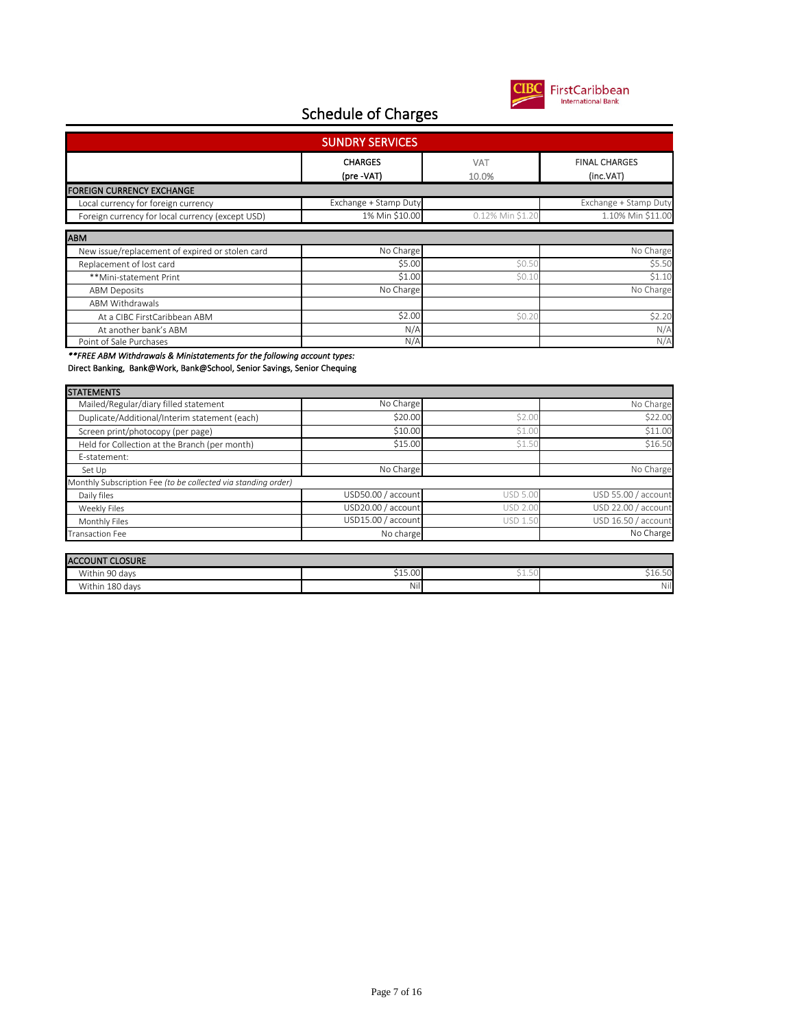# Schedule of Charges

## SUNDRY SERVICES

| | CHARGES (pre -VAT) | VAT 10.0% | FINAL CHARGES (inc.VAT) |
|---|---|---|---|
| **FOREIGN CURRENCY EXCHANGE** | | | |
| Local currency for foreign currency | Exchange + Stamp Duty | | Exchange + Stamp Duty |
| Foreign currency for local currency (except USD) | 1% Min $10.00 | 0.12% Min $1.20 | 1.10% Min $11.00 |
| **ABM** | | | |
| New issue/replacement of expired or stolen card | No Charge | | No Charge |
| Replacement of lost card | $5.00 | $0.50 | $5.50 |
| **Mini-statement Print | $1.00 | $0.10 | $1.10 |
| ABM Deposits | No Charge | | No Charge |
| ABM Withdrawals | | | |
| At a CIBC FirstCaribbean ABM | $2.00 | $0.20 | $2.20 |
| At another bank's ABM | N/A | | N/A |
| Point of Sale Purchases | N/A | | N/A |

***\*\*FREE ABM Withdrawals & Ministatements for the following account types:***
Direct Banking, Bank@Work, Bank@School, Senior Savings, Senior Chequing

| | CHARGES (pre -VAT) | VAT 10.0% | FINAL CHARGES (inc.VAT) |
|---|---|---|---|
| **STATEMENTS** | | | |
| Mailed/Regular/diary filled statement | No Charge | | No Charge |
| Duplicate/Additional/Interim statement (each) | $20.00 | $2.00 | $22.00 |
| Screen print/photocopy (per page) | $10.00 | $1.00 | $11.00 |
| Held for Collection at the Branch (per month) | $15.00 | $1.50 | $16.50 |
| E-statement: | | | |
| Set Up | No Charge | | No Charge |
| Monthly Subscription Fee *(to be collected via standing order)* | | | |
| Daily files | USD50.00 / account | USD 5.00 | USD 55.00 / account |
| Weekly Files | USD20.00 / account | USD 2.00 | USD 22.00 / account |
| Monthly Files | USD15.00 / account | USD 1.50 | USD 16.50 / account |
| Transaction Fee | No charge | | No Charge |

| | CHARGES (pre -VAT) | VAT 10.0% | FINAL CHARGES (inc.VAT) |
|---|---|---|---|
| **ACCOUNT CLOSURE** | | | |
| Within 90 days | $15.00 | $1.50 | $16.50 |
| Within 180 days | Nil | | Nil |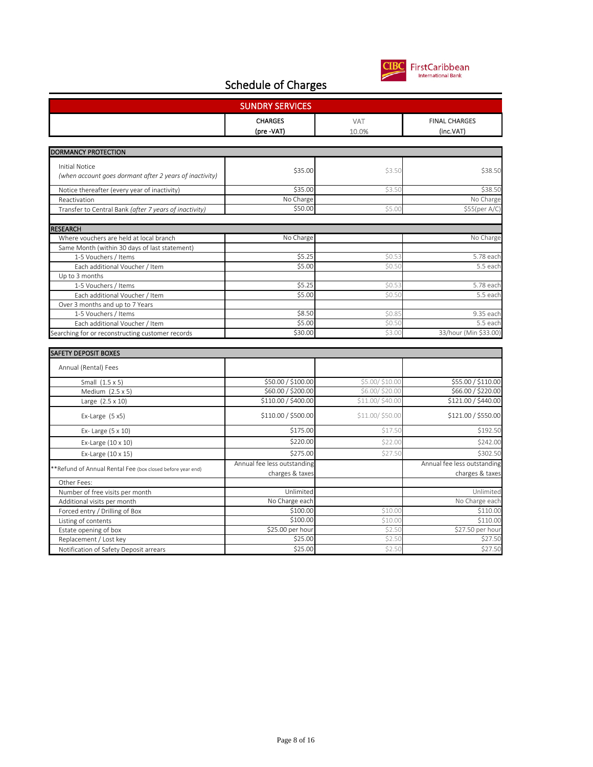# Schedule of Charges

## SUNDRY SERVICES

| | CHARGES (pre -VAT) | VAT 10.0% | FINAL CHARGES (inc.VAT) |
|---|---|---|---|
| **DORMANCY PROTECTION** | | | |
| Initial Notice *(when account goes dormant after 2 years of inactivity)* | $35.00 | $3.50 | $38.50 |
| Notice thereafter (every year of inactivity) | $35.00 | $3.50 | $38.50 |
| Reactivation | No Charge | | No Charge |
| Transfer to Central Bank *(after 7 years of inactivity)* | $50.00 | $5.00 | $55(per A/C) |
| **RESEARCH** | | | |
| Where vouchers are held at local branch | No Charge | | No Charge |
| Same Month (within 30 days of last statement) | | | |
| 1-5 Vouchers / Items | $5.25 | $0.53 | 5.78 each |
| Each additional Voucher / Item | $5.00 | $0.50 | 5.5 each |
| Up to 3 months | | | |
| 1-5 Vouchers / Items | $5.25 | $0.53 | 5.78 each |
| Each additional Voucher / Item | $5.00 | $0.50 | 5.5 each |
| Over 3 months and up to 7 Years | | | |
| 1-5 Vouchers / Items | $8.50 | $0.85 | 9.35 each |
| Each additional Voucher / Item | $5.00 | $0.50 | 5.5 each |
| Searching for or reconstructing customer records | $30.00 | $3.00 | 33/hour (Min $33.00) |
| **SAFETY DEPOSIT BOXES** | | | |
| Annual (Rental) Fees | | | |
| Small (1.5 x 5) | $50.00 / $100.00 | $5.00/ $10.00 | $55.00 / $110.00 |
| Medium (2.5 x 5) | $60.00 / $200.00 | $6.00/ $20.00 | $66.00 / $220.00 |
| Large (2.5 x 10) | $110.00 / $400.00 | $11.00/ $40.00 | $121.00 / $440.00 |
| Ex-Large (5 x5) | $110.00 / $500.00 | $11.00/ $50.00 | $121.00 / $550.00 |
| Ex- Large (5 x 10) | $175.00 | $17.50 | $192.50 |
| Ex-Large (10 x 10) | $220.00 | $22.00 | $242.00 |
| Ex-Large (10 x 15) | $275.00 | $27.50 | $302.50 |
| **Refund of Annual Rental Fee (box closed before year end) | Annual fee less outstanding charges & taxes | | Annual fee less outstanding charges & taxes |
| Other Fees: | | | |
| Number of free visits per month | Unlimited | | Unlimited |
| Additional visits per month | No Charge each | | No Charge each |
| Forced entry / Drilling of Box | $100.00 | $10.00 | $110.00 |
| Listing of contents | $100.00 | $10.00 | $110.00 |
| Estate opening of box | $25.00 per hour | $2.50 | $27.50 per hour |
| Replacement / Lost key | $25.00 | $2.50 | $27.50 |
| Notification of Safety Deposit arrears | $25.00 | $2.50 | $27.50 |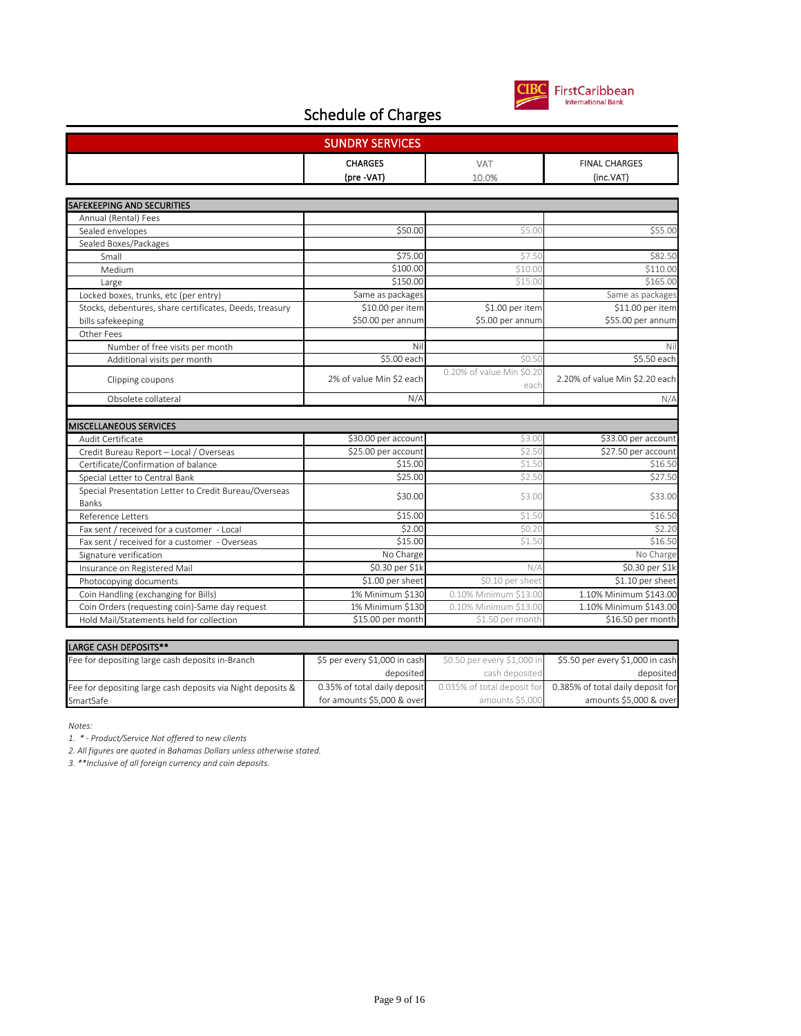# Schedule of Charges

## SUNDRY SERVICES

| | CHARGES (pre -VAT) | VAT 10.0% | FINAL CHARGES (inc.VAT) |
|---|---|---|---|
| **SAFEKEEPING AND SECURITIES** | | | |
| Annual (Rental) Fees | | | |
| Sealed envelopes | $50.00 | $5.00 | $55.00 |
| Sealed Boxes/Packages | | | |
| Small | $75.00 | $7.50 | $82.50 |
| Medium | $100.00 | $10.00 | $110.00 |
| Large | $150.00 | $15.00 | $165.00 |
| Locked boxes, trunks, etc (per entry) | Same as packages | | Same as packages |
| Stocks, debentures, share certificates, Deeds, treasury bills safekeeping | $10.00 per item $50.00 per annum | $1.00 per item $5.00 per annum | $11.00 per item $55.00 per annum |
| Other Fees | | | |
| Number of free visits per month | Nil | | Nil |
| Additional visits per month | $5.00 each | $0.50 | $5.50 each |
| Clipping coupons | 2% of value Min $2 each | 0.20% of value Min $0.20 each | 2.20% of value Min $2.20 each |
| Obsolete collateral | N/A | | N/A |
| **MISCELLANEOUS SERVICES** | | | |
| Audit Certificate | $30.00 per account | $3.00 | $33.00 per account |
| Credit Bureau Report – Local / Overseas | $25.00 per account | $2.50 | $27.50 per account |
| Certificate/Confirmation of balance | $15.00 | $1.50 | $16.50 |
| Special Letter to Central Bank | $25.00 | $2.50 | $27.50 |
| Special Presentation Letter to Credit Bureau/Overseas Banks | $30.00 | $3.00 | $33.00 |
| Reference Letters | $15.00 | $1.50 | $16.50 |
| Fax sent / received for a customer - Local | $2.00 | $0.20 | $2.20 |
| Fax sent / received for a customer - Overseas | $15.00 | $1.50 | $16.50 |
| Signature verification | No Charge | | No Charge |
| Insurance on Registered Mail | $0.30 per $1k | N/A | $0.30 per $1k |
| Photocopying documents | $1.00 per sheet | $0.10 per sheet | $1.10 per sheet |
| Coin Handling (exchanging for Bills) | 1% Minimum $130 | 0.10% Minimum $13.00 | 1.10% Minimum $143.00 |
| Coin Orders (requesting coin)-Same day request | 1% Minimum $130 | 0.10% Minimum $13.00 | 1.10% Minimum $143.00 |
| Hold Mail/Statements held for collection | $15.00 per month | $1.50 per month | $16.50 per month |

| LARGE CASH DEPOSITS** | | | |
|---|---|---|---|
| Fee for depositing large cash deposits in-Branch | $5 per every $1,000 in cash deposited | $0.50 per every $1,000 in cash deposited | $5.50 per every $1,000 in cash deposited |
| Fee for depositing large cash deposits via Night deposits & SmartSafe | 0.35% of total daily deposit for amounts $5,000 & over | 0.035% of total deposit for amounts $5,000 | 0.385% of total daily deposit for amounts $5,000 & over |

*Notes:*

*1. * - Product/Service Not offered to new clients*

*2. All figures are quoted in Bahamas Dollars unless otherwise stated.*

*3. **Inclusive of all foreign currency and coin deposits.*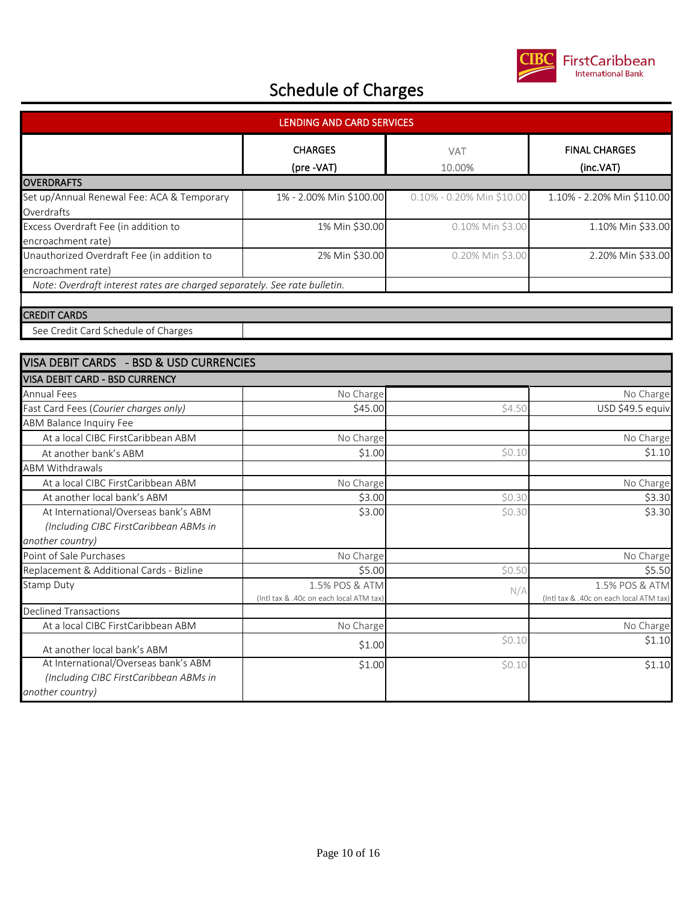# Schedule of Charges

## LENDING AND CARD SERVICES

| | CHARGES (pre -VAT) | VAT 10.00% | FINAL CHARGES (inc.VAT) |
|---|---|---|---|
| **OVERDRAFTS** | | | |
| Set up/Annual Renewal Fee: ACA & Temporary Overdrafts | 1% - 2.00% Min $100.00 | 0.10% - 0.20% Min $10.00 | 1.10% - 2.20% Min $110.00 |
| Excess Overdraft Fee (in addition to encroachment rate) | 1% Min $30.00 | 0.10% Min $3.00 | 1.10% Min $33.00 |
| Unauthorized Overdraft Fee (in addition to encroachment rate) | 2% Min $30.00 | 0.20% Min $3.00 | 2.20% Min $33.00 |
| *Note: Overdraft interest rates are charged separately. See rate bulletin.* | | | |

| CREDIT CARDS | |
|---|---|
| See Credit Card Schedule of Charges | |

## VISA DEBIT CARDS - BSD & USD CURRENCIES

| VISA DEBIT CARD - BSD CURRENCY | | | |
|---|---|---|---|
| Annual Fees | No Charge | | No Charge |
| Fast Card Fees (*Courier charges only*) | $45.00 | $4.50 | USD $49.5 equiv |
| ABM Balance Inquiry Fee | | | |
| At a local CIBC FirstCaribbean ABM | No Charge | | No Charge |
| At another bank's ABM | $1.00 | $0.10 | $1.10 |
| ABM Withdrawals | | | |
| At a local CIBC FirstCaribbean ABM | No Charge | | No Charge |
| At another local bank's ABM | $3.00 | $0.30 | $3.30 |
| At International/Overseas bank's ABM *(Including CIBC FirstCaribbean ABMs in another country)* | $3.00 | $0.30 | $3.30 |
| Point of Sale Purchases | No Charge | | No Charge |
| Replacement & Additional Cards - Bizline | $5.00 | $0.50 | $5.50 |
| Stamp Duty | 1.5% POS & ATM (Intl tax & .40c on each local ATM tax) | N/A | 1.5% POS & ATM (Intl tax & .40c on each local ATM tax) |
| Declined Transactions | | | |
| At a local CIBC FirstCaribbean ABM | No Charge | | No Charge |
| At another local bank's ABM | $1.00 | $0.10 | $1.10 |
| At International/Overseas bank's ABM *(Including CIBC FirstCaribbean ABMs in another country)* | $1.00 | $0.10 | $1.10 |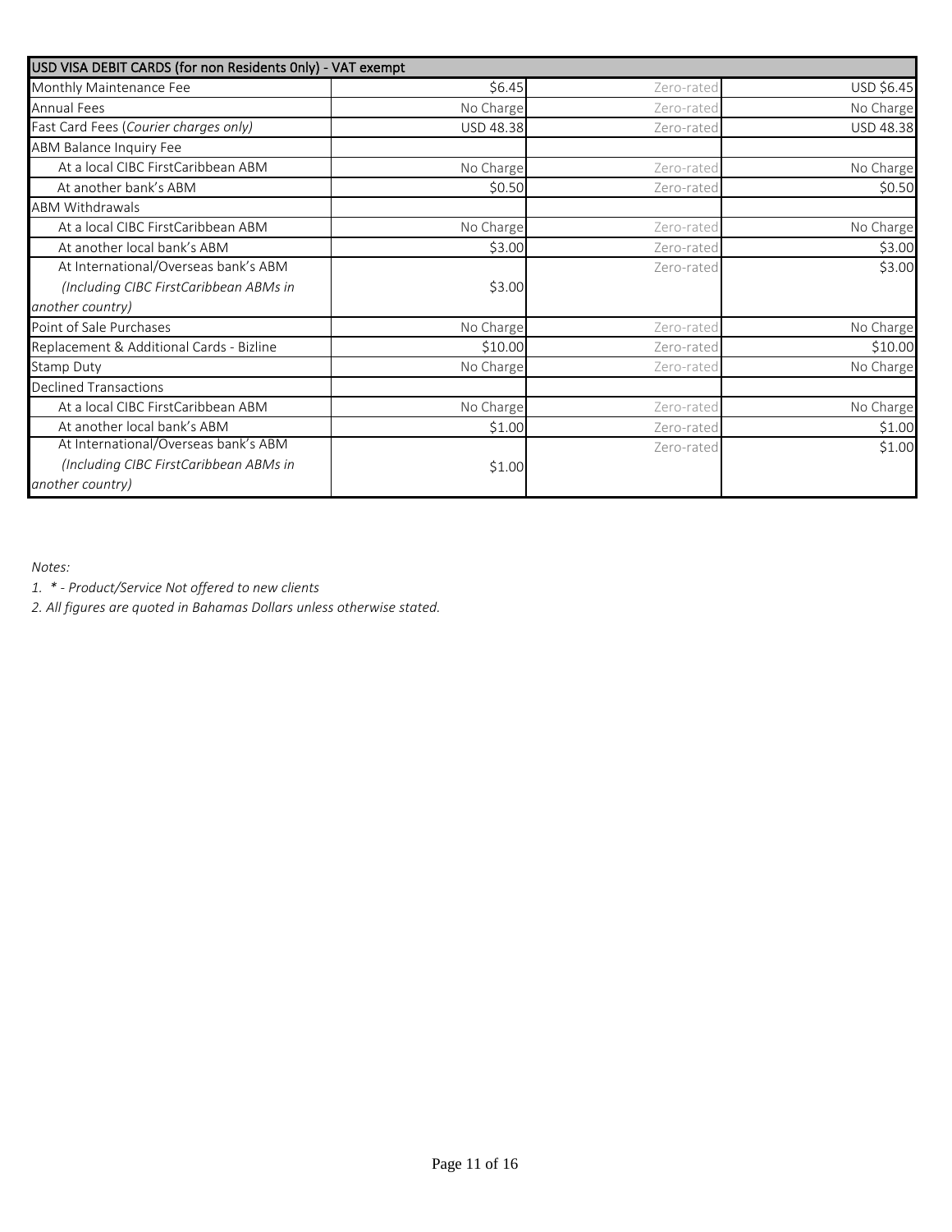| USD VISA DEBIT CARDS (for non Residents Only) - VAT exempt | | | |
|---|---|---|---|
| Monthly Maintenance Fee | $6.45 | Zero-rated | USD $6.45 |
| Annual Fees | No Charge | Zero-rated | No Charge |
| Fast Card Fees (*Courier charges only*) | USD 48.38 | Zero-rated | USD 48.38 |
| ABM Balance Inquiry Fee | | | |
| At a local CIBC FirstCaribbean ABM | No Charge | Zero-rated | No Charge |
| At another bank's ABM | $0.50 | Zero-rated | $0.50 |
| ABM Withdrawals | | | |
| At a local CIBC FirstCaribbean ABM | No Charge | Zero-rated | No Charge |
| At another local bank's ABM | $3.00 | Zero-rated | $3.00 |
| At International/Overseas bank's ABM *(Including CIBC FirstCaribbean ABMs in another country)* | $3.00 | Zero-rated | $3.00 |
| Point of Sale Purchases | No Charge | Zero-rated | No Charge |
| Replacement & Additional Cards - Bizline | $10.00 | Zero-rated | $10.00 |
| Stamp Duty | No Charge | Zero-rated | No Charge |
| Declined Transactions | | | |
| At a local CIBC FirstCaribbean ABM | No Charge | Zero-rated | No Charge |
| At another local bank's ABM | $1.00 | Zero-rated | $1.00 |
| At International/Overseas bank's ABM *(Including CIBC FirstCaribbean ABMs in another country)* | $1.00 | Zero-rated | $1.00 |

*Notes:*

*1. * - Product/Service Not offered to new clients*

*2. All figures are quoted in Bahamas Dollars unless otherwise stated.*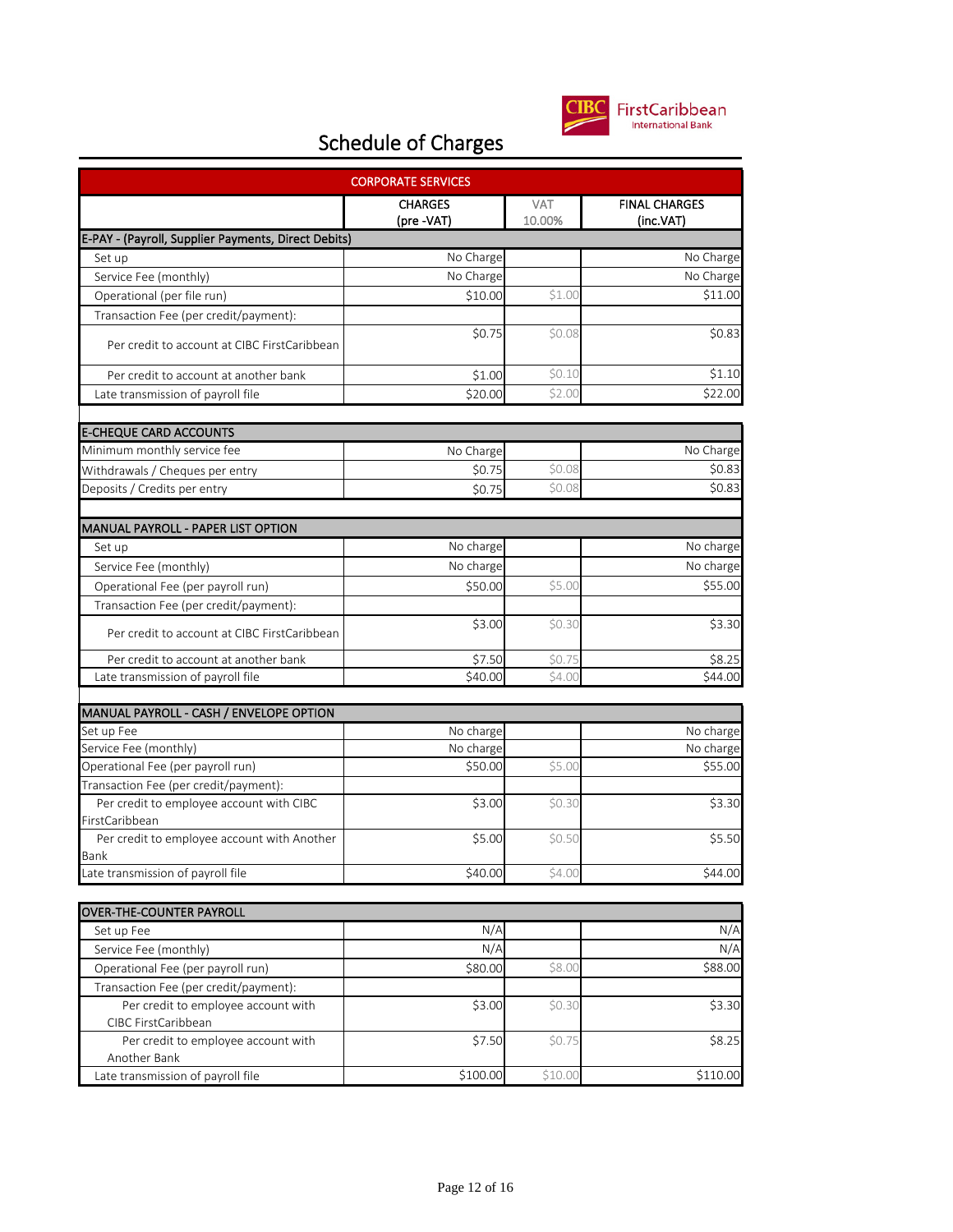# Schedule of Charges

| CORPORATE SERVICES | | | |
|---|---|---|---|
| | CHARGES (pre -VAT) | VAT 10.00% | FINAL CHARGES (inc.VAT) |
| **E-PAY - (Payroll, Supplier Payments, Direct Debits)** | | | |
| Set up | No Charge | | No Charge |
| Service Fee (monthly) | No Charge | | No Charge |
| Operational (per file run) | $10.00 | $1.00 | $11.00 |
| Transaction Fee (per credit/payment): | | | |
| Per credit to account at CIBC FirstCaribbean | $0.75 | $0.08 | $0.83 |
| Per credit to account at another bank | $1.00 | $0.10 | $1.10 |
| Late transmission of payroll file | $20.00 | $2.00 | $22.00 |
| **E-CHEQUE CARD ACCOUNTS** | | | |
| Minimum monthly service fee | No Charge | | No Charge |
| Withdrawals / Cheques per entry | $0.75 | $0.08 | $0.83 |
| Deposits / Credits per entry | $0.75 | $0.08 | $0.83 |
| **MANUAL PAYROLL - PAPER LIST OPTION** | | | |
| Set up | No charge | | No charge |
| Service Fee (monthly) | No charge | | No charge |
| Operational Fee (per payroll run) | $50.00 | $5.00 | $55.00 |
| Transaction Fee (per credit/payment): | | | |
| Per credit to account at CIBC FirstCaribbean | $3.00 | $0.30 | $3.30 |
| Per credit to account at another bank | $7.50 | $0.75 | $8.25 |
| Late transmission of payroll file | $40.00 | $4.00 | $44.00 |
| **MANUAL PAYROLL - CASH / ENVELOPE OPTION** | | | |
| Set up Fee | No charge | | No charge |
| Service Fee (monthly) | No charge | | No charge |
| Operational Fee (per payroll run) | $50.00 | $5.00 | $55.00 |
| Transaction Fee (per credit/payment): | | | |
| Per credit to employee account with CIBC FirstCaribbean | $3.00 | $0.30 | $3.30 |
| Per credit to employee account with Another Bank | $5.00 | $0.50 | $5.50 |
| Late transmission of payroll file | $40.00 | $4.00 | $44.00 |
| **OVER-THE-COUNTER PAYROLL** | | | |
| Set up Fee | N/A | | N/A |
| Service Fee (monthly) | N/A | | N/A |
| Operational Fee (per payroll run) | $80.00 | $8.00 | $88.00 |
| Transaction Fee (per credit/payment): | | | |
| Per credit to employee account with CIBC FirstCaribbean | $3.00 | $0.30 | $3.30 |
| Per credit to employee account with Another Bank | $7.50 | $0.75 | $8.25 |
| Late transmission of payroll file | $100.00 | $10.00 | $110.00 |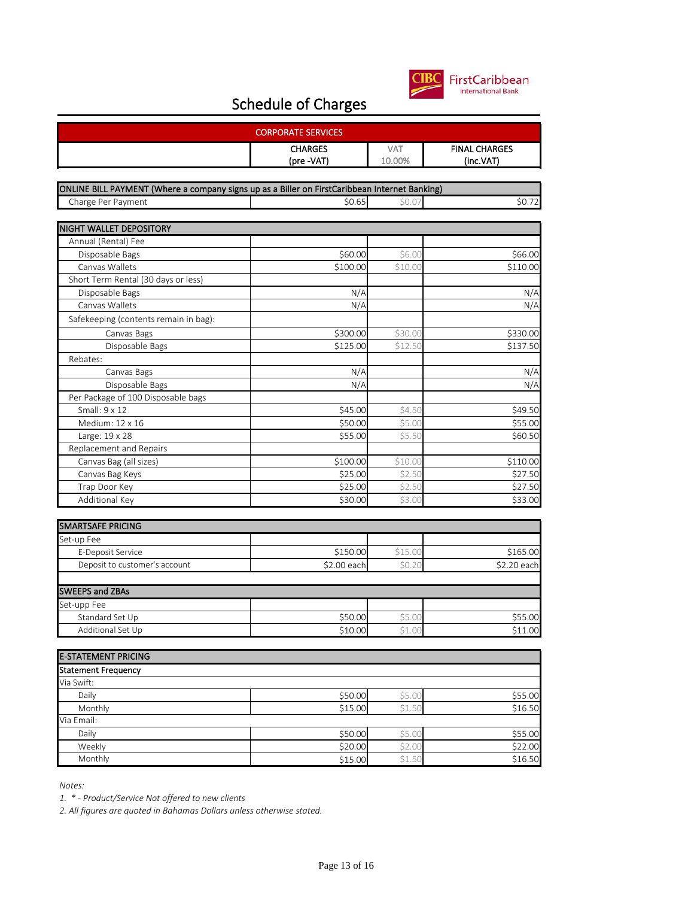# Schedule of Charges

| CORPORATE SERVICES | CHARGES (pre -VAT) | VAT 10.00% | FINAL CHARGES (inc.VAT) |
|---|---|---|---|
| **ONLINE BILL PAYMENT (Where a company signs up as a Biller on FirstCaribbean Internet Banking)** | | | |
| Charge Per Payment | $0.65 | $0.07 | $0.72 |
| **NIGHT WALLET DEPOSITORY** | | | |
| Annual (Rental) Fee | | | |
| Disposable Bags | $60.00 | $6.00 | $66.00 |
| Canvas Wallets | $100.00 | $10.00 | $110.00 |
| Short Term Rental (30 days or less) | | | |
| Disposable Bags | N/A | | N/A |
| Canvas Wallets | N/A | | N/A |
| Safekeeping (contents remain in bag): | | | |
| Canvas Bags | $300.00 | $30.00 | $330.00 |
| Disposable Bags | $125.00 | $12.50 | $137.50 |
| Rebates: | | | |
| Canvas Bags | N/A | | N/A |
| Disposable Bags | N/A | | N/A |
| Per Package of 100 Disposable bags | | | |
| Small: 9 x 12 | $45.00 | $4.50 | $49.50 |
| Medium: 12 x 16 | $50.00 | $5.00 | $55.00 |
| Large: 19 x 28 | $55.00 | $5.50 | $60.50 |
| Replacement and Repairs | | | |
| Canvas Bag (all sizes) | $100.00 | $10.00 | $110.00 |
| Canvas Bag Keys | $25.00 | $2.50 | $27.50 |
| Trap Door Key | $25.00 | $2.50 | $27.50 |
| Additional Key | $30.00 | $3.00 | $33.00 |
| **SMARTSAFE PRICING** | | | |
| Set-up Fee | | | |
| E-Deposit Service | $150.00 | $15.00 | $165.00 |
| Deposit to customer's account | $2.00 each | $0.20 | $2.20 each |
| **SWEEPS and ZBAs** | | | |
| Set-upp Fee | | | |
| Standard Set Up | $50.00 | $5.00 | $55.00 |
| Additional Set Up | $10.00 | $1.00 | $11.00 |
| **E-STATEMENT PRICING** | | | |
| **Statement Frequency** | | | |
| Via Swift: | | | |
| Daily | $50.00 | $5.00 | $55.00 |
| Monthly | $15.00 | $1.50 | $16.50 |
| Via Email: | | | |
| Daily | $50.00 | $5.00 | $55.00 |
| Weekly | $20.00 | $2.00 | $22.00 |
| Monthly | $15.00 | $1.50 | $16.50 |

*Notes:*

*1. * - Product/Service Not offered to new clients*

*2. All figures are quoted in Bahamas Dollars unless otherwise stated.*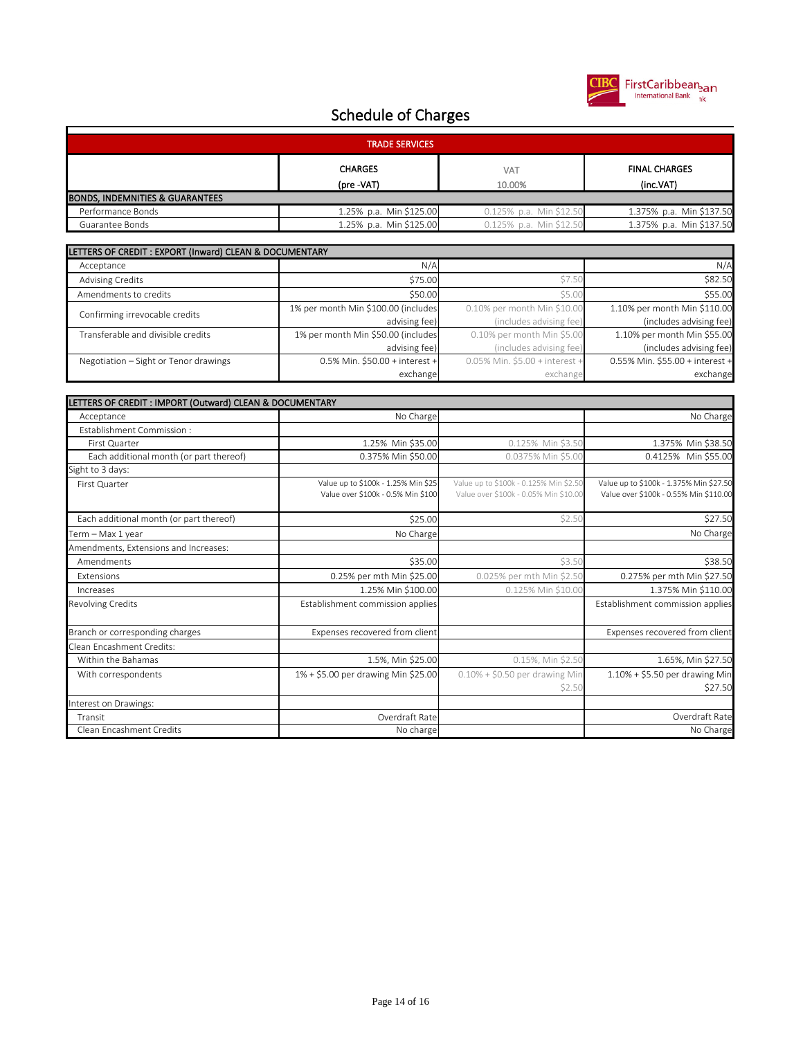# Schedule of Charges

| TRADE SERVICES | | | |
|---|---|---|---|
| | CHARGES (pre -VAT) | VAT 10.00% | FINAL CHARGES (inc.VAT) |
| **BONDS, INDEMNITIES & GUARANTEES** | | | |
| Performance Bonds | 1.25% p.a. Min $125.00 | 0.125% p.a. Min $12.50 | 1.375% p.a. Min $137.50 |
| Guarantee Bonds | 1.25% p.a. Min $125.00 | 0.125% p.a. Min $12.50 | 1.375% p.a. Min $137.50 |

| LETTERS OF CREDIT : EXPORT (Inward) CLEAN & DOCUMENTARY | | | |
|---|---|---|---|
| Acceptance | N/A | | N/A |
| Advising Credits | $75.00 | $7.50 | $82.50 |
| Amendments to credits | $50.00 | $5.00 | $55.00 |
| Confirming irrevocable credits | 1% per month Min $100.00 (includes advising fee) | 0.10% per month Min $10.00 (includes advising fee) | 1.10% per month Min $110.00 (includes advising fee) |
| Transferable and divisible credits | 1% per month Min $50.00 (includes advising fee) | 0.10% per month Min $5.00 (includes advising fee) | 1.10% per month Min $55.00 (includes advising fee) |
| Negotiation – Sight or Tenor drawings | 0.5% Min. $50.00 + interest + exchange | 0.05% Min. $5.00 + interest + exchange | 0.55% Min. $55.00 + interest + exchange |

| LETTERS OF CREDIT : IMPORT (Outward) CLEAN & DOCUMENTARY | | | |
|---|---|---|---|
| Acceptance | No Charge | | No Charge |
| Establishment Commission : | | | |
| First Quarter | 1.25% Min $35.00 | 0.125% Min $3.50 | 1.375% Min $38.50 |
| Each additional month (or part thereof) | 0.375% Min $50.00 | 0.0375% Min $5.00 | 0.4125% Min $55.00 |
| Sight to 3 days: | | | |
| First Quarter | Value up to $100k - 1.25% Min $25<br>Value over $100k - 0.5% Min $100 | Value up to $100k - 0.125% Min $2.50<br>Value over $100k - 0.05% Min $10.00 | Value up to $100k - 1.375% Min $27.50<br>Value over $100k - 0.55% Min $110.00 |
| Each additional month (or part thereof) | $25.00 | $2.50 | $27.50 |
| Term – Max 1 year | No Charge | | No Charge |
| Amendments, Extensions and Increases: | | | |
| Amendments | $35.00 | $3.50 | $38.50 |
| Extensions | 0.25% per mth Min $25.00 | 0.025% per mth Min $2.50 | 0.275% per mth Min $27.50 |
| Increases | 1.25% Min $100.00 | 0.125% Min $10.00 | 1.375% Min $110.00 |
| Revolving Credits | Establishment commission applies | | Establishment commission applies |
| Branch or corresponding charges | Expenses recovered from client | | Expenses recovered from client |
| Clean Encashment Credits: | | | |
| Within the Bahamas | 1.5%, Min $25.00 | 0.15%, Min $2.50 | 1.65%, Min $27.50 |
| With correspondents | 1% + $5.00 per drawing Min $25.00 | 0.10% + $0.50 per drawing Min $2.50 | 1.10% + $5.50 per drawing Min $27.50 |
| Interest on Drawings: | | | |
| Transit | Overdraft Rate | | Overdraft Rate |
| Clean Encashment Credits | No charge | | No Charge |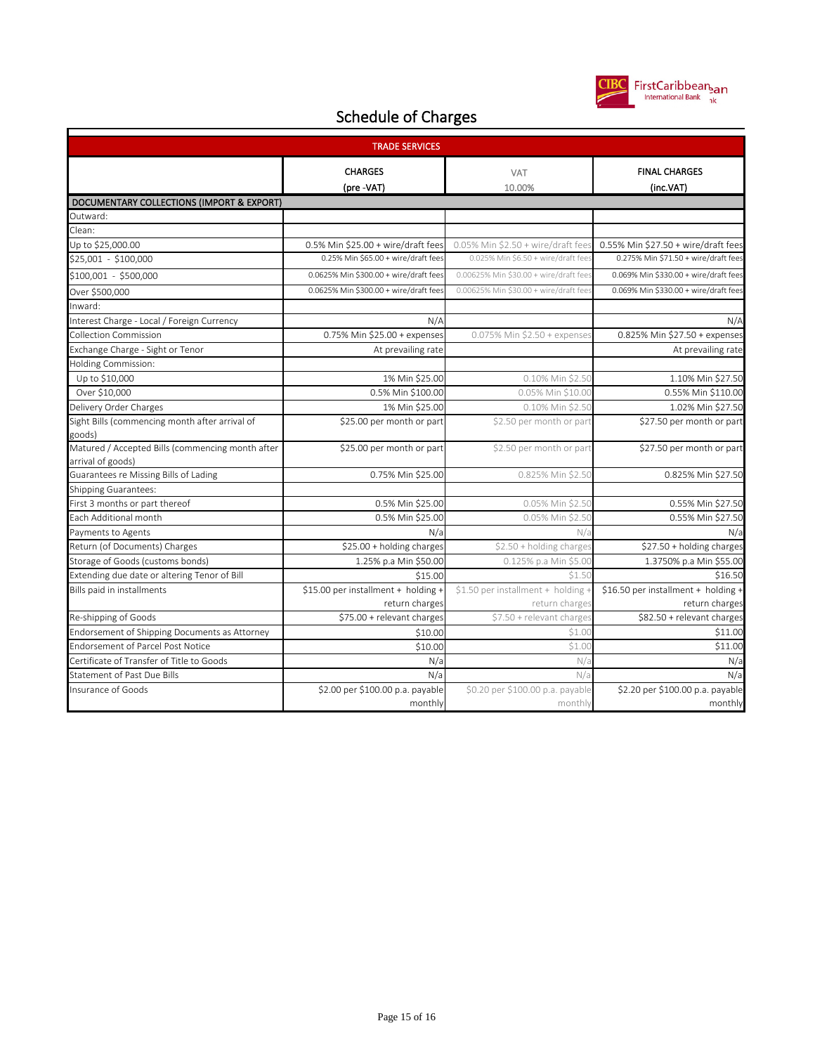# Schedule of Charges

| TRADE SERVICES | | | |
|---|---|---|---|
| | CHARGES (pre -VAT) | VAT 10.00% | FINAL CHARGES (inc.VAT) |
| **DOCUMENTARY COLLECTIONS (IMPORT & EXPORT)** | | | |
| Outward: | | | |
| Clean: | | | |
| Up to $25,000.00 | 0.5% Min $25.00 + wire/draft fees | 0.05% Min $2.50 + wire/draft fees | 0.55% Min $27.50 + wire/draft fees |
| $25,001 - $100,000 | 0.25% Min $65.00 + wire/draft fees | 0.025% Min $6.50 + wire/draft fees | 0.275% Min $71.50 + wire/draft fees |
| $100,001 - $500,000 | 0.0625% Min $300.00 + wire/draft fees | 0.00625% Min $30.00 + wire/draft fees | 0.069% Min $330.00 + wire/draft fees |
| Over $500,000 | 0.0625% Min $300.00 + wire/draft fees | 0.00625% Min $30.00 + wire/draft fees | 0.069% Min $330.00 + wire/draft fees |
| Inward: | | | |
| Interest Charge - Local / Foreign Currency | N/A | | N/A |
| Collection Commission | 0.75% Min $25.00 + expenses | 0.075% Min $2.50 + expenses | 0.825% Min $27.50 + expenses |
| Exchange Charge - Sight or Tenor | At prevailing rate | | At prevailing rate |
| Holding Commission: | | | |
| Up to $10,000 | 1% Min $25.00 | 0.10% Min $2.50 | 1.10% Min $27.50 |
| Over $10,000 | 0.5% Min $100.00 | 0.05% Min $10.00 | 0.55% Min $110.00 |
| Delivery Order Charges | 1% Min $25.00 | 0.10% Min $2.50 | 1.02% Min $27.50 |
| Sight Bills (commencing month after arrival of goods) | $25.00 per month or part | $2.50 per month or part | $27.50 per month or part |
| Matured / Accepted Bills (commencing month after arrival of goods) | $25.00 per month or part | $2.50 per month or part | $27.50 per month or part |
| Guarantees re Missing Bills of Lading | 0.75% Min $25.00 | 0.825% Min $2.50 | 0.825% Min $27.50 |
| Shipping Guarantees: | | | |
| First 3 months or part thereof | 0.5% Min $25.00 | 0.05% Min $2.50 | 0.55% Min $27.50 |
| Each Additional month | 0.5% Min $25.00 | 0.05% Min $2.50 | 0.55% Min $27.50 |
| Payments to Agents | N/a | N/a | N/a |
| Return (of Documents) Charges | $25.00 + holding charges | $2.50 + holding charges | $27.50 + holding charges |
| Storage of Goods (customs bonds) | 1.25% p.a Min $50.00 | 0.125% p.a Min $5.00 | 1.3750% p.a Min $55.00 |
| Extending due date or altering Tenor of Bill | $15.00 | $1.50 | $16.50 |
| Bills paid in installments | $15.00 per installment + holding + return charges | $1.50 per installment + holding + return charges | $16.50 per installment + holding + return charges |
| Re-shipping of Goods | $75.00 + relevant charges | $7.50 + relevant charges | $82.50 + relevant charges |
| Endorsement of Shipping Documents as Attorney | $10.00 | $1.00 | $11.00 |
| Endorsement of Parcel Post Notice | $10.00 | $1.00 | $11.00 |
| Certificate of Transfer of Title to Goods | N/a | N/a | N/a |
| Statement of Past Due Bills | N/a | N/a | N/a |
| Insurance of Goods | $2.00 per $100.00 p.a. payable monthly | $0.20 per $100.00 p.a. payable monthly | $2.20 per $100.00 p.a. payable monthly |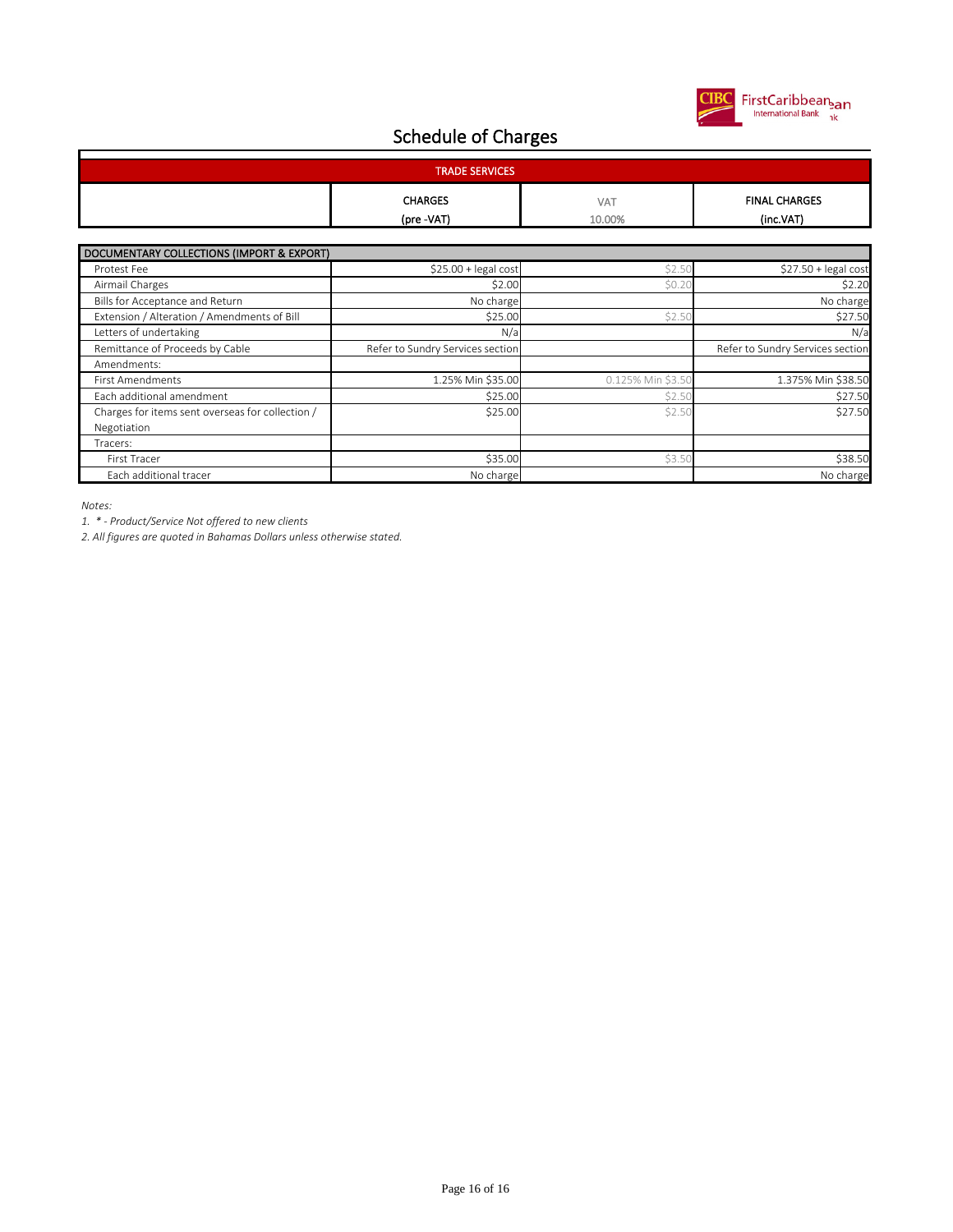# Schedule of Charges

| TRADE SERVICES | | | |
|---|---|---|---|
| | CHARGES (pre -VAT) | VAT 10.00% | FINAL CHARGES (inc.VAT) |
| **DOCUMENTARY COLLECTIONS (IMPORT & EXPORT)** | | | |
| Protest Fee | $25.00 + legal cost | $2.50 | $27.50 + legal cost |
| Airmail Charges | $2.00 | $0.20 | $2.20 |
| Bills for Acceptance and Return | No charge | | No charge |
| Extension / Alteration / Amendments of Bill | $25.00 | $2.50 | $27.50 |
| Letters of undertaking | N/a | | N/a |
| Remittance of Proceeds by Cable | Refer to Sundry Services section | | Refer to Sundry Services section |
| Amendments: | | | |
| First Amendments | 1.25% Min $35.00 | 0.125% Min $3.50 | 1.375% Min $38.50 |
| Each additional amendment | $25.00 | $2.50 | $27.50 |
| Charges for items sent overseas for collection / Negotiation | $25.00 | $2.50 | $27.50 |
| Tracers: | | | |
| First Tracer | $35.00 | $3.50 | $38.50 |
| Each additional tracer | No charge | | No charge |

*Notes:*

*1. * - Product/Service Not offered to new clients*

*2. All figures are quoted in Bahamas Dollars unless otherwise stated.*